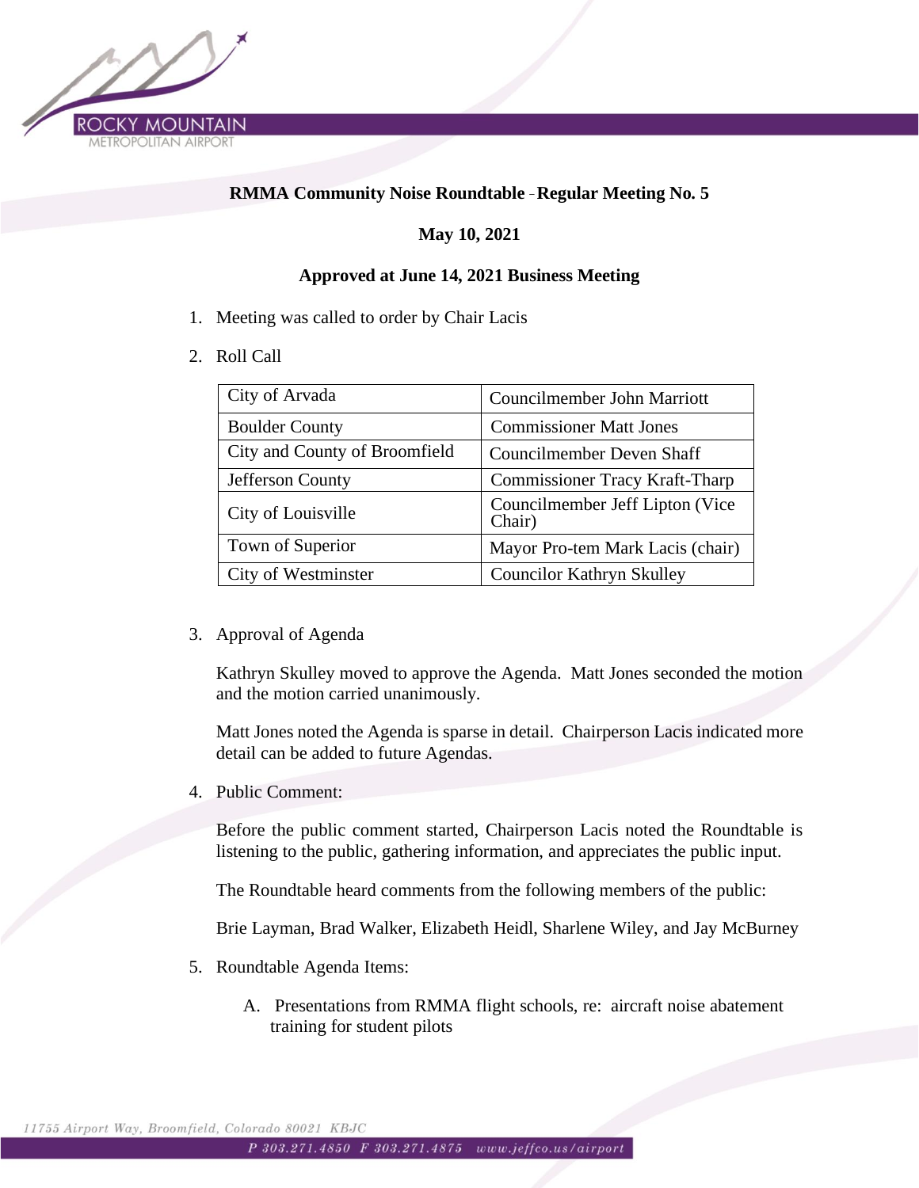**RMMA Community Noise Roundtable - Regular Meeting No. 5**

**May 10, 2021**

**Approved at June 14, 2021 Business Meeting**

1. Meeting was called to order by Chair Lacis

2. Roll Call

| City of Arvada | Councilmember John Marriott |
|---|---|
| Boulder County | Commissioner Matt Jones |
| City and County of Broomfield | Councilmember Deven Shaff |
| Jefferson County | Commissioner Tracy Kraft-Tharp |
| City of Louisville | Councilmember Jeff Lipton (Vice Chair) |
| Town of Superior | Mayor Pro-tem Mark Lacis (chair) |
| City of Westminster | Councilor Kathryn Skulley |

3. Approval of Agenda

   Kathryn Skulley moved to approve the Agenda. Matt Jones seconded the motion and the motion carried unanimously.

   Matt Jones noted the Agenda is sparse in detail. Chairperson Lacis indicated more detail can be added to future Agendas.

4. Public Comment:

   Before the public comment started, Chairperson Lacis noted the Roundtable is listening to the public, gathering information, and appreciates the public input.

   The Roundtable heard comments from the following members of the public:

   Brie Layman, Brad Walker, Elizabeth Heidl, Sharlene Wiley, and Jay McBurney

5. Roundtable Agenda Items:

   A. Presentations from RMMA flight schools, re: aircraft noise abatement training for student pilots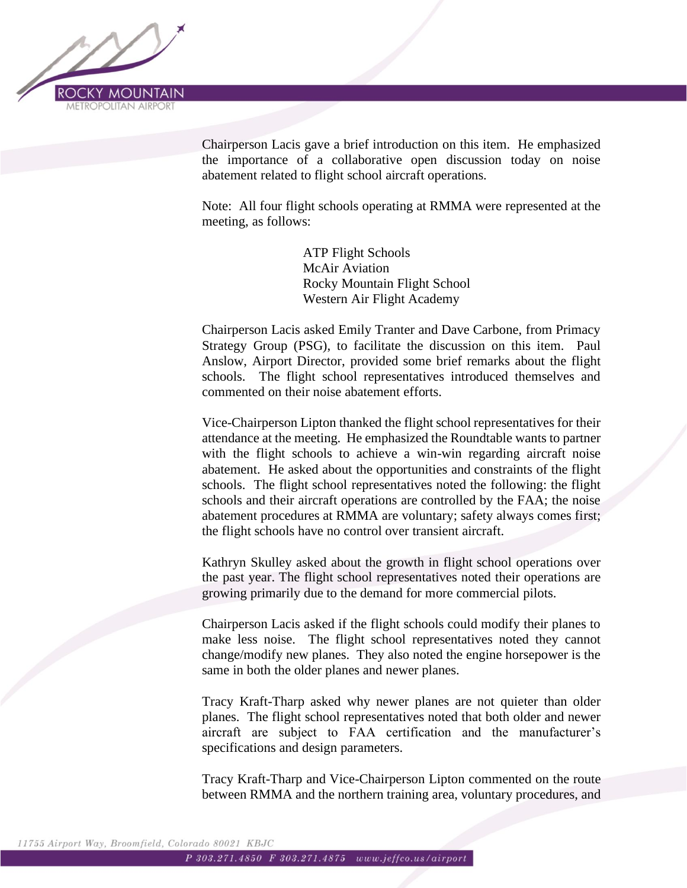Chairperson Lacis gave a brief introduction on this item. He emphasized the importance of a collaborative open discussion today on noise abatement related to flight school aircraft operations.

Note: All four flight schools operating at RMMA were represented at the meeting, as follows:

ATP Flight Schools
McAir Aviation
Rocky Mountain Flight School
Western Air Flight Academy

Chairperson Lacis asked Emily Tranter and Dave Carbone, from Primacy Strategy Group (PSG), to facilitate the discussion on this item. Paul Anslow, Airport Director, provided some brief remarks about the flight schools. The flight school representatives introduced themselves and commented on their noise abatement efforts.

Vice-Chairperson Lipton thanked the flight school representatives for their attendance at the meeting. He emphasized the Roundtable wants to partner with the flight schools to achieve a win-win regarding aircraft noise abatement. He asked about the opportunities and constraints of the flight schools. The flight school representatives noted the following: the flight schools and their aircraft operations are controlled by the FAA; the noise abatement procedures at RMMA are voluntary; safety always comes first; the flight schools have no control over transient aircraft.

Kathryn Skulley asked about the growth in flight school operations over the past year. The flight school representatives noted their operations are growing primarily due to the demand for more commercial pilots.

Chairperson Lacis asked if the flight schools could modify their planes to make less noise. The flight school representatives noted they cannot change/modify new planes. They also noted the engine horsepower is the same in both the older planes and newer planes.

Tracy Kraft-Tharp asked why newer planes are not quieter than older planes. The flight school representatives noted that both older and newer aircraft are subject to FAA certification and the manufacturer's specifications and design parameters.

Tracy Kraft-Tharp and Vice-Chairperson Lipton commented on the route between RMMA and the northern training area, voluntary procedures, and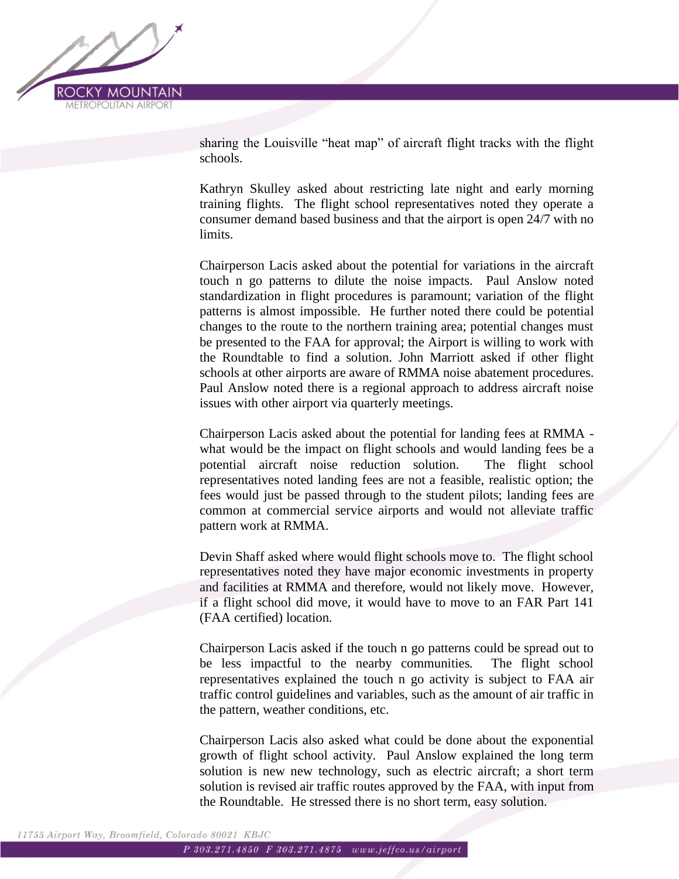sharing the Louisville "heat map" of aircraft flight tracks with the flight schools.

Kathryn Skulley asked about restricting late night and early morning training flights. The flight school representatives noted they operate a consumer demand based business and that the airport is open 24/7 with no limits.

Chairperson Lacis asked about the potential for variations in the aircraft touch n go patterns to dilute the noise impacts. Paul Anslow noted standardization in flight procedures is paramount; variation of the flight patterns is almost impossible. He further noted there could be potential changes to the route to the northern training area; potential changes must be presented to the FAA for approval; the Airport is willing to work with the Roundtable to find a solution. John Marriott asked if other flight schools at other airports are aware of RMMA noise abatement procedures. Paul Anslow noted there is a regional approach to address aircraft noise issues with other airport via quarterly meetings.

Chairperson Lacis asked about the potential for landing fees at RMMA - what would be the impact on flight schools and would landing fees be a potential aircraft noise reduction solution. The flight school representatives noted landing fees are not a feasible, realistic option; the fees would just be passed through to the student pilots; landing fees are common at commercial service airports and would not alleviate traffic pattern work at RMMA.

Devin Shaff asked where would flight schools move to. The flight school representatives noted they have major economic investments in property and facilities at RMMA and therefore, would not likely move. However, if a flight school did move, it would have to move to an FAR Part 141 (FAA certified) location.

Chairperson Lacis asked if the touch n go patterns could be spread out to be less impactful to the nearby communities. The flight school representatives explained the touch n go activity is subject to FAA air traffic control guidelines and variables, such as the amount of air traffic in the pattern, weather conditions, etc.

Chairperson Lacis also asked what could be done about the exponential growth of flight school activity. Paul Anslow explained the long term solution is new new technology, such as electric aircraft; a short term solution is revised air traffic routes approved by the FAA, with input from the Roundtable. He stressed there is no short term, easy solution.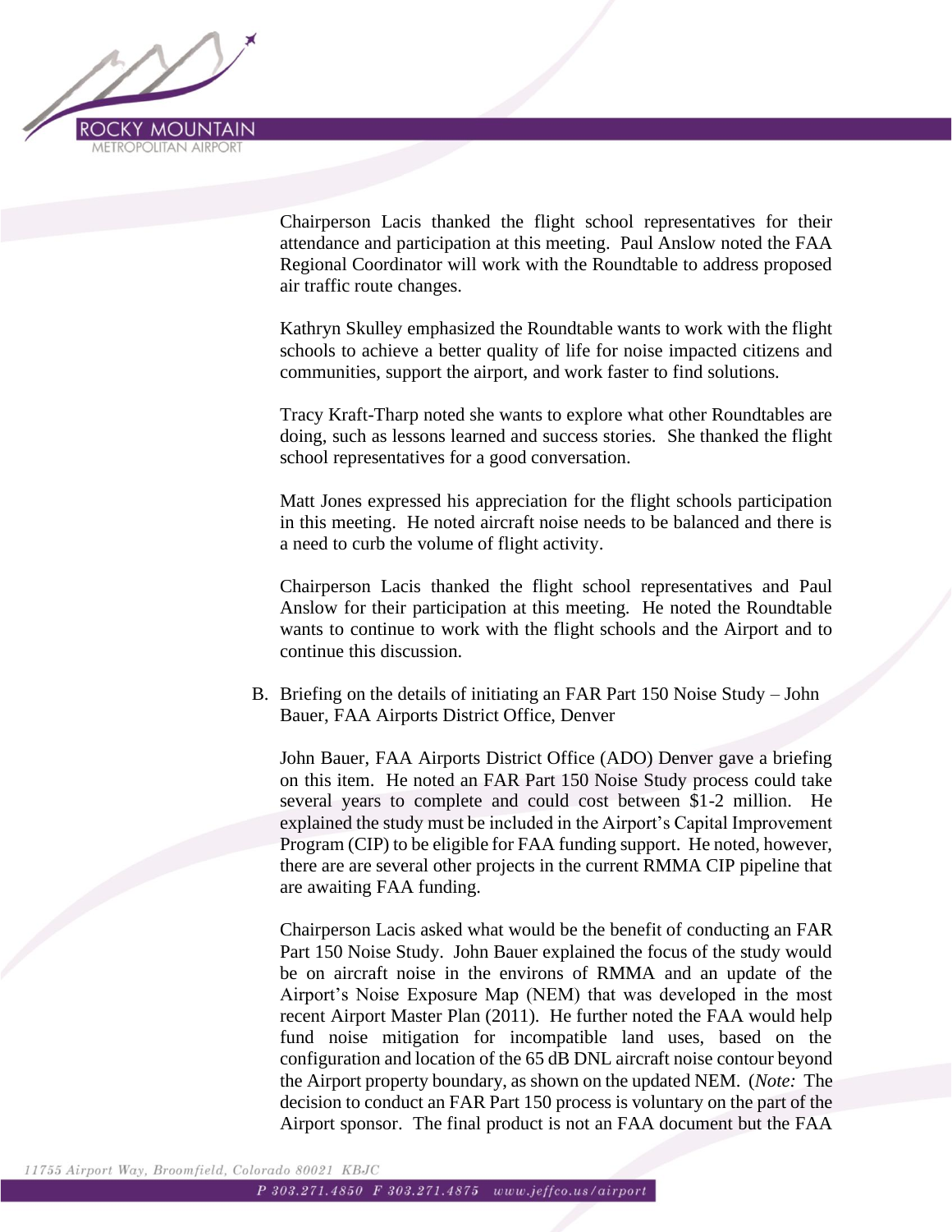Chairperson Lacis thanked the flight school representatives for their attendance and participation at this meeting. Paul Anslow noted the FAA Regional Coordinator will work with the Roundtable to address proposed air traffic route changes.

Kathryn Skulley emphasized the Roundtable wants to work with the flight schools to achieve a better quality of life for noise impacted citizens and communities, support the airport, and work faster to find solutions.

Tracy Kraft-Tharp noted she wants to explore what other Roundtables are doing, such as lessons learned and success stories. She thanked the flight school representatives for a good conversation.

Matt Jones expressed his appreciation for the flight schools participation in this meeting. He noted aircraft noise needs to be balanced and there is a need to curb the volume of flight activity.

Chairperson Lacis thanked the flight school representatives and Paul Anslow for their participation at this meeting. He noted the Roundtable wants to continue to work with the flight schools and the Airport and to continue this discussion.

B. Briefing on the details of initiating an FAR Part 150 Noise Study – John Bauer, FAA Airports District Office, Denver

John Bauer, FAA Airports District Office (ADO) Denver gave a briefing on this item. He noted an FAR Part 150 Noise Study process could take several years to complete and could cost between $1-2 million. He explained the study must be included in the Airport's Capital Improvement Program (CIP) to be eligible for FAA funding support. He noted, however, there are are several other projects in the current RMMA CIP pipeline that are awaiting FAA funding.

Chairperson Lacis asked what would be the benefit of conducting an FAR Part 150 Noise Study. John Bauer explained the focus of the study would be on aircraft noise in the environs of RMMA and an update of the Airport's Noise Exposure Map (NEM) that was developed in the most recent Airport Master Plan (2011). He further noted the FAA would help fund noise mitigation for incompatible land uses, based on the configuration and location of the 65 dB DNL aircraft noise contour beyond the Airport property boundary, as shown on the updated NEM. (*Note:* The decision to conduct an FAR Part 150 process is voluntary on the part of the Airport sponsor. The final product is not an FAA document but the FAA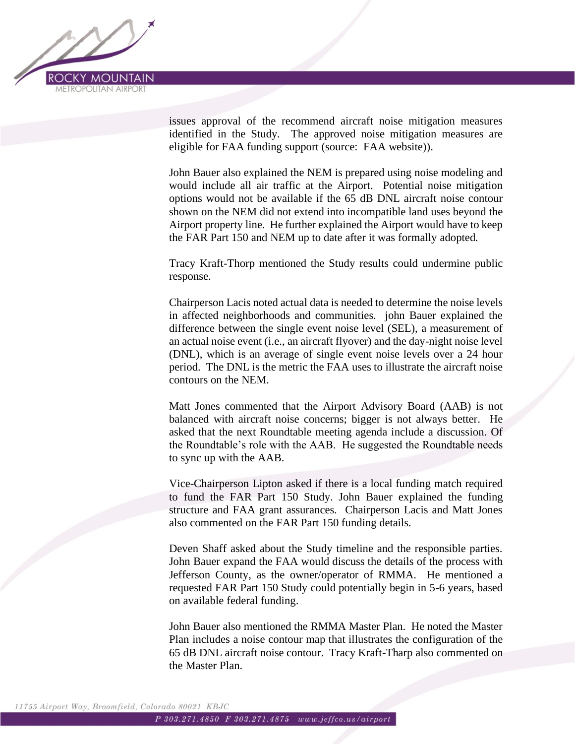issues approval of the recommend aircraft noise mitigation measures identified in the Study. The approved noise mitigation measures are eligible for FAA funding support (source: FAA website)).

John Bauer also explained the NEM is prepared using noise modeling and would include all air traffic at the Airport. Potential noise mitigation options would not be available if the 65 dB DNL aircraft noise contour shown on the NEM did not extend into incompatible land uses beyond the Airport property line. He further explained the Airport would have to keep the FAR Part 150 and NEM up to date after it was formally adopted.

Tracy Kraft-Thorp mentioned the Study results could undermine public response.

Chairperson Lacis noted actual data is needed to determine the noise levels in affected neighborhoods and communities. john Bauer explained the difference between the single event noise level (SEL), a measurement of an actual noise event (i.e., an aircraft flyover) and the day-night noise level (DNL), which is an average of single event noise levels over a 24 hour period. The DNL is the metric the FAA uses to illustrate the aircraft noise contours on the NEM.

Matt Jones commented that the Airport Advisory Board (AAB) is not balanced with aircraft noise concerns; bigger is not always better. He asked that the next Roundtable meeting agenda include a discussion. Of the Roundtable's role with the AAB. He suggested the Roundtable needs to sync up with the AAB.

Vice-Chairperson Lipton asked if there is a local funding match required to fund the FAR Part 150 Study. John Bauer explained the funding structure and FAA grant assurances. Chairperson Lacis and Matt Jones also commented on the FAR Part 150 funding details.

Deven Shaff asked about the Study timeline and the responsible parties. John Bauer expand the FAA would discuss the details of the process with Jefferson County, as the owner/operator of RMMA. He mentioned a requested FAR Part 150 Study could potentially begin in 5-6 years, based on available federal funding.

John Bauer also mentioned the RMMA Master Plan. He noted the Master Plan includes a noise contour map that illustrates the configuration of the 65 dB DNL aircraft noise contour. Tracy Kraft-Tharp also commented on the Master Plan.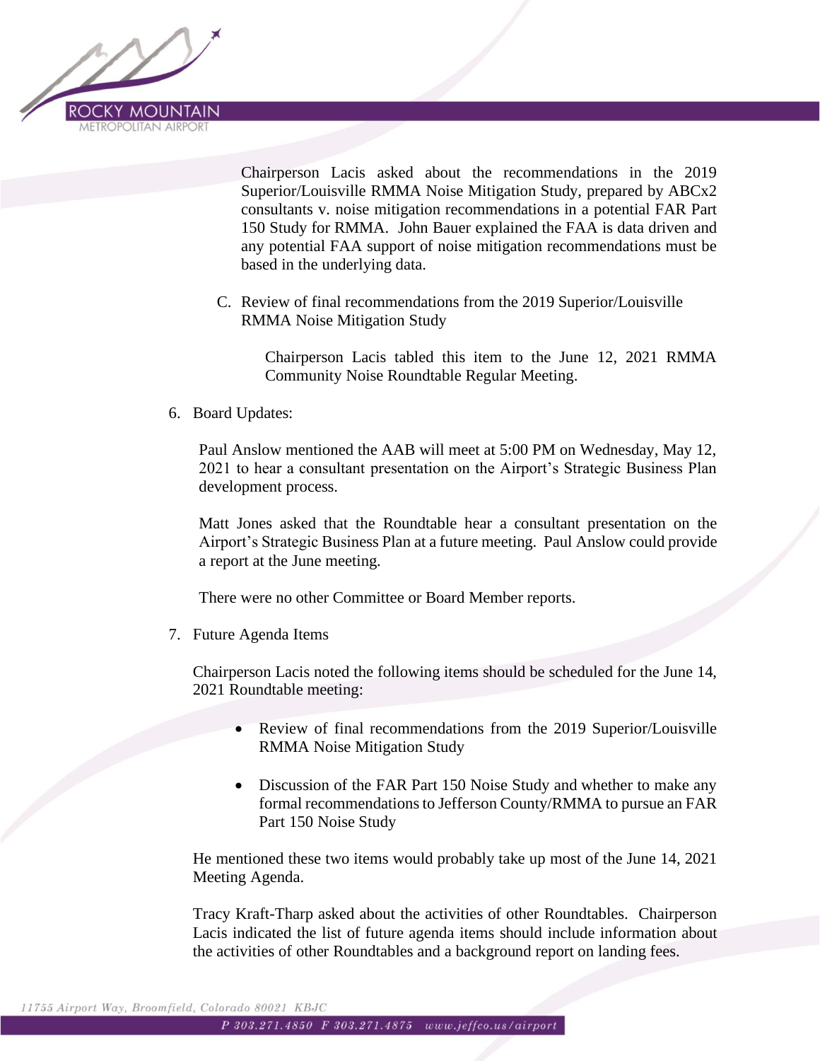Chairperson Lacis asked about the recommendations in the 2019 Superior/Louisville RMMA Noise Mitigation Study, prepared by ABCx2 consultants v. noise mitigation recommendations in a potential FAR Part 150 Study for RMMA. John Bauer explained the FAA is data driven and any potential FAA support of noise mitigation recommendations must be based in the underlying data.

C. Review of final recommendations from the 2019 Superior/Louisville RMMA Noise Mitigation Study

   Chairperson Lacis tabled this item to the June 12, 2021 RMMA Community Noise Roundtable Regular Meeting.

6. Board Updates:

   Paul Anslow mentioned the AAB will meet at 5:00 PM on Wednesday, May 12, 2021 to hear a consultant presentation on the Airport's Strategic Business Plan development process.

   Matt Jones asked that the Roundtable hear a consultant presentation on the Airport's Strategic Business Plan at a future meeting. Paul Anslow could provide a report at the June meeting.

   There were no other Committee or Board Member reports.

7. Future Agenda Items

   Chairperson Lacis noted the following items should be scheduled for the June 14, 2021 Roundtable meeting:

   - Review of final recommendations from the 2019 Superior/Louisville RMMA Noise Mitigation Study
   - Discussion of the FAR Part 150 Noise Study and whether to make any formal recommendations to Jefferson County/RMMA to pursue an FAR Part 150 Noise Study

   He mentioned these two items would probably take up most of the June 14, 2021 Meeting Agenda.

   Tracy Kraft-Tharp asked about the activities of other Roundtables. Chairperson Lacis indicated the list of future agenda items should include information about the activities of other Roundtables and a background report on landing fees.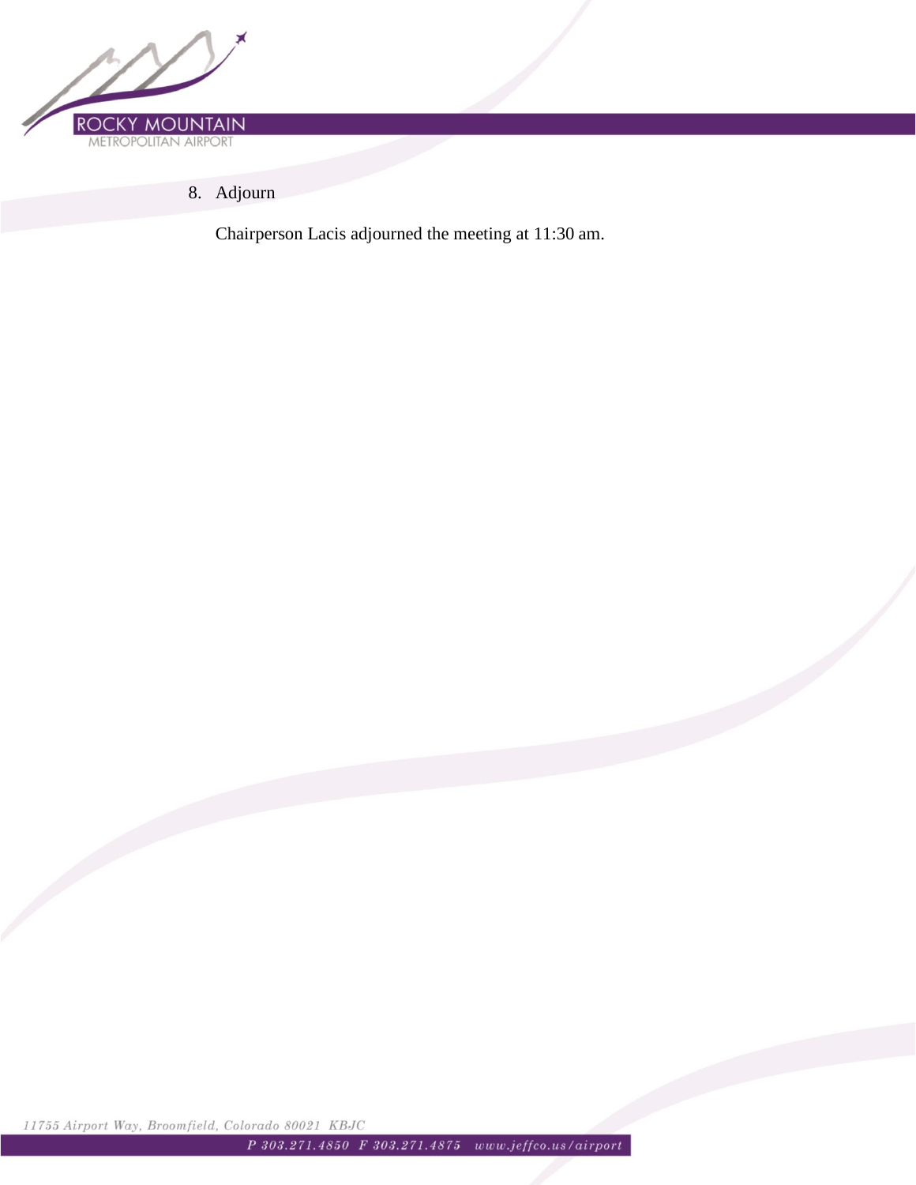8. Adjourn

   Chairperson Lacis adjourned the meeting at 11:30 am.